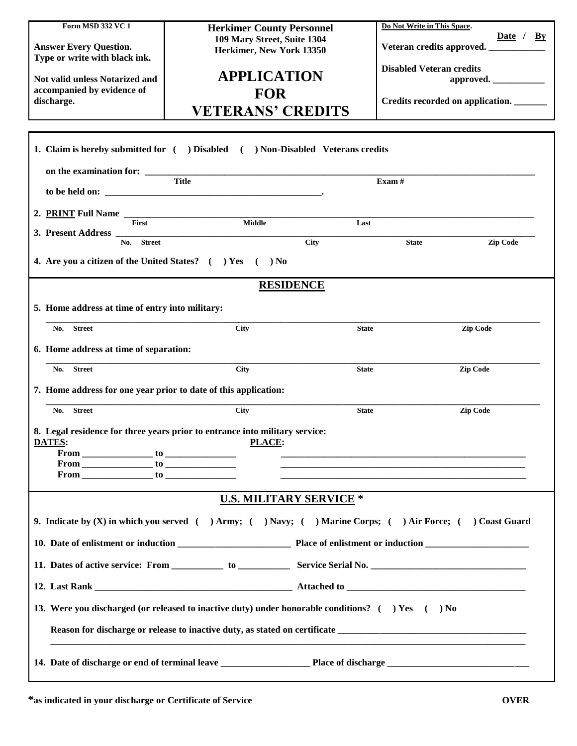Form MSD 332 VC 1

**Answer Every Question.**
**Type or write with black ink.**

**Not valid unless Notarized and accompanied by evidence of discharge.**

**Herkimer County Personnel**
**109 Mary Street, Suite 1304**
**Herkimer, New York 13350**

# APPLICATION FOR VETERANS' CREDITS

**Do Not Write in This Space.**

| | Date / By |
|---|---|
| Veteran credits approved. | ____________ |
| Disabled Veteran credits approved. | ___________ |
| Credits recorded on application. | _______ |

---

**1. Claim is hereby submitted for ( ) Disabled ( ) Non-Disabled Veterans credits**

**on the examination for:** ________________________________________________
Title Exam #

**to be held on:** ______________________________________.

**2. PRINT Full Name** ________________________________________________
First Middle Last

**3. Present Address** ________________________________________________
No. Street City State Zip Code

**4. Are you a citizen of the United States? ( ) Yes ( ) No**

## RESIDENCE

**5. Home address at time of entry into military:**

________________________________________________
No. Street City State Zip Code

**6. Home address at time of separation:**

________________________________________________
No. Street City State Zip Code

**7. Home address for one year prior to date of this application:**

________________________________________________
No. Street City State Zip Code

**8. Legal residence for three years prior to entrance into military service:**

| DATES: | PLACE: |
|---|---|
| From _____________ to _____________ | ______________________________ |
| From _____________ to _____________ | ______________________________ |
| From _____________ to _____________ | ______________________________ |

## U.S. MILITARY SERVICE *

**9. Indicate by (X) in which you served ( ) Army; ( ) Navy; ( ) Marine Corps; ( ) Air Force; ( ) Coast Guard**

**10. Date of enlistment or induction** ____________________ **Place of enlistment or induction** ____________________

**11. Dates of active service: From** __________ **to** __________ **Service Serial No.** ____________________

**12. Last Rank** ______________________________ **Attached to** ______________________________

**13. Were you discharged (or released to inactive duty) under honorable conditions? ( ) Yes ( ) No**

**Reason for discharge or release to inactive duty, as stated on certificate** ______________________________
________________________________________________

**14. Date of discharge or end of terminal leave** ________________ **Place of discharge** ________________________

**\*as indicated in your discharge or Certificate of Service**

**OVER**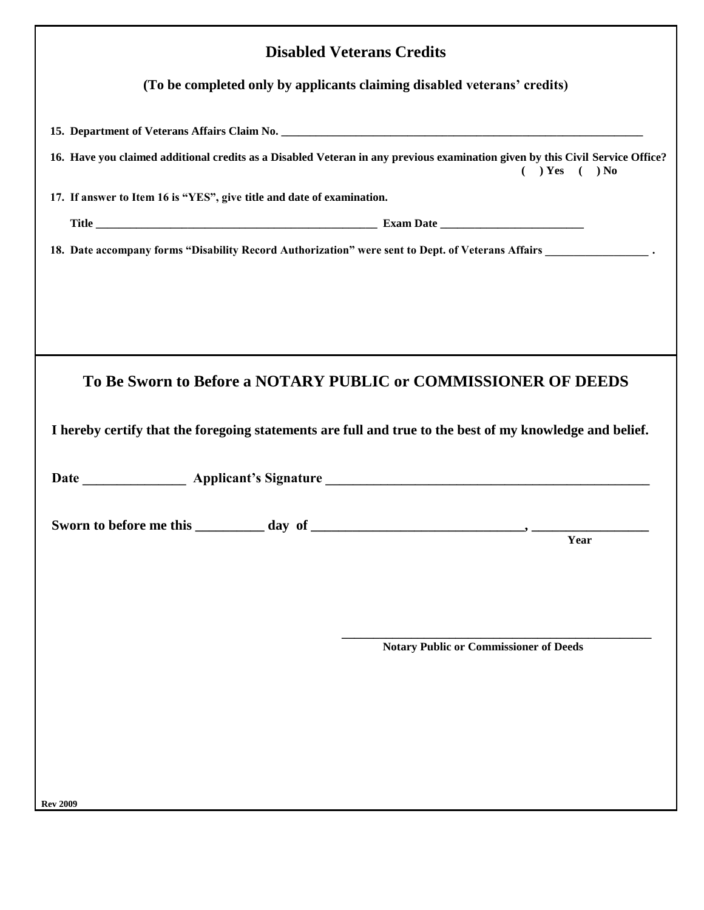## Disabled Veterans Credits

**(To be completed only by applicants claiming disabled veterans' credits)**

**15. Department of Veterans Affairs Claim No. ________________________________________________________________**

**16. Have you claimed additional credits as a Disabled Veteran in any previous examination given by this Civil Service Office?**
**( ) Yes ( ) No**

**17. If answer to Item 16 is "YES", give title and date of examination.**

**Title __________________________________________________ Exam Date _________________________**

**18. Date accompany forms "Disability Record Authorization" were sent to Dept. of Veterans Affairs __________________ .**

## To Be Sworn to Before a NOTARY PUBLIC or COMMISSIONER OF DEEDS

**I hereby certify that the foregoing statements are full and true to the best of my knowledge and belief.**

**Date _______________ Applicant's Signature __________________________________________________**

**Sworn to before me this __________ day of _______________________________, _________________**
**Year**

**__________________________________________________**
**Notary Public or Commissioner of Deeds**

**Rev 2009**